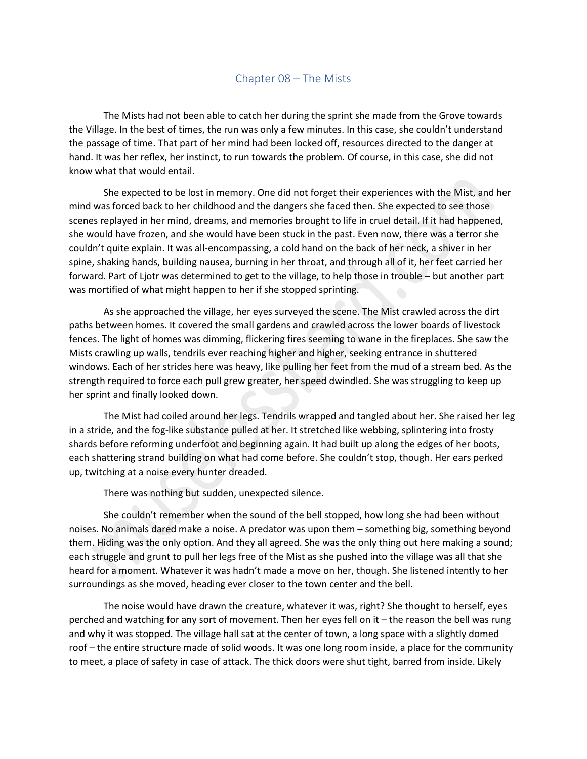## Chapter 08 – The Mists

The Mists had not been able to catch her during the sprint she made from the Grove towards the Village. In the best of times, the run was only a few minutes. In this case, she couldn't understand the passage of time. That part of her mind had been locked off, resources directed to the danger at hand. It was her reflex, her instinct, to run towards the problem. Of course, in this case, she did not know what that would entail.

She expected to be lost in memory. One did not forget their experiences with the Mist, and her mind was forced back to her childhood and the dangers she faced then. She expected to see those scenes replayed in her mind, dreams, and memories brought to life in cruel detail. If it had happened, she would have frozen, and she would have been stuck in the past. Even now, there was a terror she couldn't quite explain. It was all-encompassing, a cold hand on the back of her neck, a shiver in her spine, shaking hands, building nausea, burning in her throat, and through all of it, her feet carried her forward. Part of Ljotr was determined to get to the village, to help those in trouble – but another part was mortified of what might happen to her if she stopped sprinting.

As she approached the village, her eyes surveyed the scene. The Mist crawled across the dirt paths between homes. It covered the small gardens and crawled across the lower boards of livestock fences. The light of homes was dimming, flickering fires seeming to wane in the fireplaces. She saw the Mists crawling up walls, tendrils ever reaching higher and higher, seeking entrance in shuttered windows. Each of her strides here was heavy, like pulling her feet from the mud of a stream bed. As the strength required to force each pull grew greater, her speed dwindled. She was struggling to keep up her sprint and finally looked down.

The Mist had coiled around her legs. Tendrils wrapped and tangled about her. She raised her leg in a stride, and the fog-like substance pulled at her. It stretched like webbing, splintering into frosty shards before reforming underfoot and beginning again. It had built up along the edges of her boots, each shattering strand building on what had come before. She couldn't stop, though. Her ears perked up, twitching at a noise every hunter dreaded.

There was nothing but sudden, unexpected silence.

She couldn't remember when the sound of the bell stopped, how long she had been without noises. No animals dared make a noise. A predator was upon them – something big, something beyond them. Hiding was the only option. And they all agreed. She was the only thing out here making a sound; each struggle and grunt to pull her legs free of the Mist as she pushed into the village was all that she heard for a moment. Whatever it was hadn't made a move on her, though. She listened intently to her surroundings as she moved, heading ever closer to the town center and the bell.

The noise would have drawn the creature, whatever it was, right? She thought to herself, eyes perched and watching for any sort of movement. Then her eyes fell on it – the reason the bell was rung and why it was stopped. The village hall sat at the center of town, a long space with a slightly domed roof – the entire structure made of solid woods. It was one long room inside, a place for the community to meet, a place of safety in case of attack. The thick doors were shut tight, barred from inside. Likely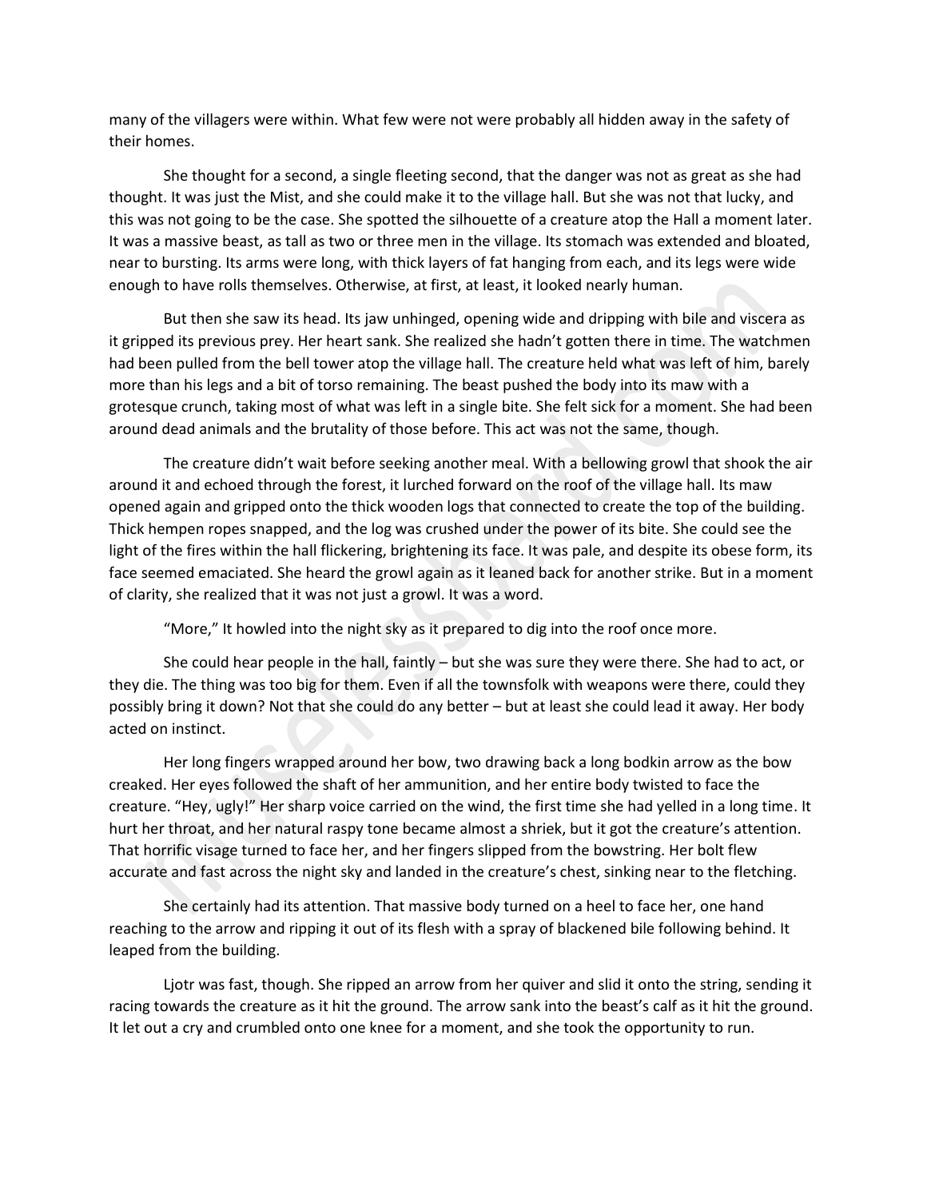many of the villagers were within. What few were not were probably all hidden away in the safety of their homes.

She thought for a second, a single fleeting second, that the danger was not as great as she had thought. It was just the Mist, and she could make it to the village hall. But she was not that lucky, and this was not going to be the case. She spotted the silhouette of a creature atop the Hall a moment later. It was a massive beast, as tall as two or three men in the village. Its stomach was extended and bloated, near to bursting. Its arms were long, with thick layers of fat hanging from each, and its legs were wide enough to have rolls themselves. Otherwise, at first, at least, it looked nearly human.

But then she saw its head. Its jaw unhinged, opening wide and dripping with bile and viscera as it gripped its previous prey. Her heart sank. She realized she hadn't gotten there in time. The watchmen had been pulled from the bell tower atop the village hall. The creature held what was left of him, barely more than his legs and a bit of torso remaining. The beast pushed the body into its maw with a grotesque crunch, taking most of what was left in a single bite. She felt sick for a moment. She had been around dead animals and the brutality of those before. This act was not the same, though.

The creature didn't wait before seeking another meal. With a bellowing growl that shook the air around it and echoed through the forest, it lurched forward on the roof of the village hall. Its maw opened again and gripped onto the thick wooden logs that connected to create the top of the building. Thick hempen ropes snapped, and the log was crushed under the power of its bite. She could see the light of the fires within the hall flickering, brightening its face. It was pale, and despite its obese form, its face seemed emaciated. She heard the growl again as it leaned back for another strike. But in a moment of clarity, she realized that it was not just a growl. It was a word.

"More," It howled into the night sky as it prepared to dig into the roof once more.

She could hear people in the hall, faintly – but she was sure they were there. She had to act, or they die. The thing was too big for them. Even if all the townsfolk with weapons were there, could they possibly bring it down? Not that she could do any better – but at least she could lead it away. Her body acted on instinct.

Her long fingers wrapped around her bow, two drawing back a long bodkin arrow as the bow creaked. Her eyes followed the shaft of her ammunition, and her entire body twisted to face the creature. "Hey, ugly!" Her sharp voice carried on the wind, the first time she had yelled in a long time. It hurt her throat, and her natural raspy tone became almost a shriek, but it got the creature's attention. That horrific visage turned to face her, and her fingers slipped from the bowstring. Her bolt flew accurate and fast across the night sky and landed in the creature's chest, sinking near to the fletching.

She certainly had its attention. That massive body turned on a heel to face her, one hand reaching to the arrow and ripping it out of its flesh with a spray of blackened bile following behind. It leaped from the building.

Ljotr was fast, though. She ripped an arrow from her quiver and slid it onto the string, sending it racing towards the creature as it hit the ground. The arrow sank into the beast's calf as it hit the ground. It let out a cry and crumbled onto one knee for a moment, and she took the opportunity to run.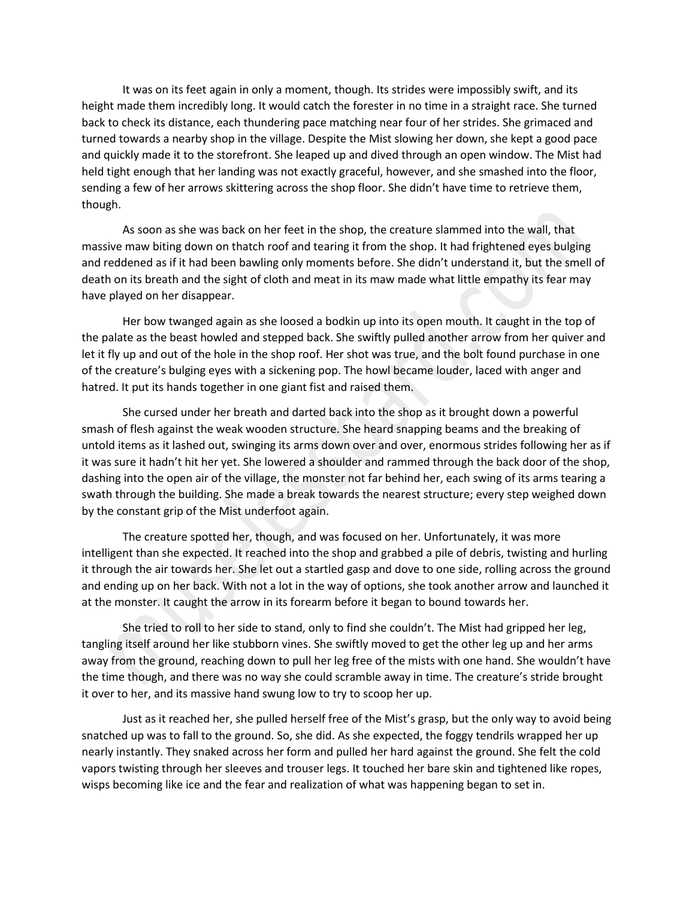It was on its feet again in only a moment, though. Its strides were impossibly swift, and its height made them incredibly long. It would catch the forester in no time in a straight race. She turned back to check its distance, each thundering pace matching near four of her strides. She grimaced and turned towards a nearby shop in the village. Despite the Mist slowing her down, she kept a good pace and quickly made it to the storefront. She leaped up and dived through an open window. The Mist had held tight enough that her landing was not exactly graceful, however, and she smashed into the floor, sending a few of her arrows skittering across the shop floor. She didn't have time to retrieve them, though.

As soon as she was back on her feet in the shop, the creature slammed into the wall, that massive maw biting down on thatch roof and tearing it from the shop. It had frightened eyes bulging and reddened as if it had been bawling only moments before. She didn't understand it, but the smell of death on its breath and the sight of cloth and meat in its maw made what little empathy its fear may have played on her disappear.

Her bow twanged again as she loosed a bodkin up into its open mouth. It caught in the top of the palate as the beast howled and stepped back. She swiftly pulled another arrow from her quiver and let it fly up and out of the hole in the shop roof. Her shot was true, and the bolt found purchase in one of the creature's bulging eyes with a sickening pop. The howl became louder, laced with anger and hatred. It put its hands together in one giant fist and raised them.

She cursed under her breath and darted back into the shop as it brought down a powerful smash of flesh against the weak wooden structure. She heard snapping beams and the breaking of untold items as it lashed out, swinging its arms down over and over, enormous strides following her as if it was sure it hadn't hit her yet. She lowered a shoulder and rammed through the back door of the shop, dashing into the open air of the village, the monster not far behind her, each swing of its arms tearing a swath through the building. She made a break towards the nearest structure; every step weighed down by the constant grip of the Mist underfoot again.

The creature spotted her, though, and was focused on her. Unfortunately, it was more intelligent than she expected. It reached into the shop and grabbed a pile of debris, twisting and hurling it through the air towards her. She let out a startled gasp and dove to one side, rolling across the ground and ending up on her back. With not a lot in the way of options, she took another arrow and launched it at the monster. It caught the arrow in its forearm before it began to bound towards her.

She tried to roll to her side to stand, only to find she couldn't. The Mist had gripped her leg, tangling itself around her like stubborn vines. She swiftly moved to get the other leg up and her arms away from the ground, reaching down to pull her leg free of the mists with one hand. She wouldn't have the time though, and there was no way she could scramble away in time. The creature's stride brought it over to her, and its massive hand swung low to try to scoop her up.

Just as it reached her, she pulled herself free of the Mist's grasp, but the only way to avoid being snatched up was to fall to the ground. So, she did. As she expected, the foggy tendrils wrapped her up nearly instantly. They snaked across her form and pulled her hard against the ground. She felt the cold vapors twisting through her sleeves and trouser legs. It touched her bare skin and tightened like ropes, wisps becoming like ice and the fear and realization of what was happening began to set in.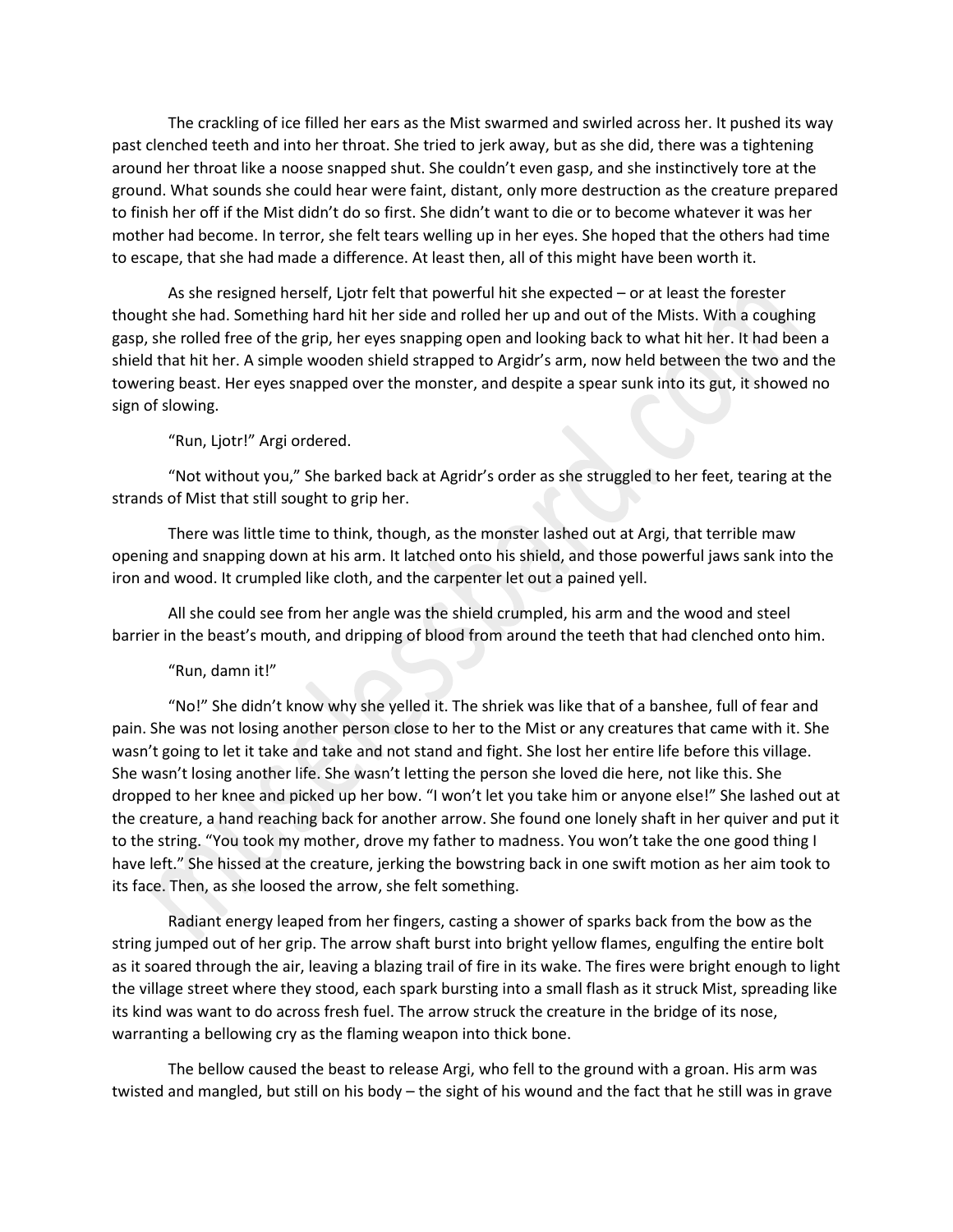The crackling of ice filled her ears as the Mist swarmed and swirled across her. It pushed its way past clenched teeth and into her throat. She tried to jerk away, but as she did, there was a tightening around her throat like a noose snapped shut. She couldn't even gasp, and she instinctively tore at the ground. What sounds she could hear were faint, distant, only more destruction as the creature prepared to finish her off if the Mist didn't do so first. She didn't want to die or to become whatever it was her mother had become. In terror, she felt tears welling up in her eyes. She hoped that the others had time to escape, that she had made a difference. At least then, all of this might have been worth it.

As she resigned herself, Ljotr felt that powerful hit she expected – or at least the forester thought she had. Something hard hit her side and rolled her up and out of the Mists. With a coughing gasp, she rolled free of the grip, her eyes snapping open and looking back to what hit her. It had been a shield that hit her. A simple wooden shield strapped to Argidr's arm, now held between the two and the towering beast. Her eyes snapped over the monster, and despite a spear sunk into its gut, it showed no sign of slowing.

"Run, Ljotr!" Argi ordered.

"Not without you," She barked back at Agridr's order as she struggled to her feet, tearing at the strands of Mist that still sought to grip her.

There was little time to think, though, as the monster lashed out at Argi, that terrible maw opening and snapping down at his arm. It latched onto his shield, and those powerful jaws sank into the iron and wood. It crumpled like cloth, and the carpenter let out a pained yell.

All she could see from her angle was the shield crumpled, his arm and the wood and steel barrier in the beast's mouth, and dripping of blood from around the teeth that had clenched onto him.

"Run, damn it!"

"No!" She didn't know why she yelled it. The shriek was like that of a banshee, full of fear and pain. She was not losing another person close to her to the Mist or any creatures that came with it. She wasn't going to let it take and take and not stand and fight. She lost her entire life before this village. She wasn't losing another life. She wasn't letting the person she loved die here, not like this. She dropped to her knee and picked up her bow. "I won't let you take him or anyone else!" She lashed out at the creature, a hand reaching back for another arrow. She found one lonely shaft in her quiver and put it to the string. "You took my mother, drove my father to madness. You won't take the one good thing I have left." She hissed at the creature, jerking the bowstring back in one swift motion as her aim took to its face. Then, as she loosed the arrow, she felt something.

Radiant energy leaped from her fingers, casting a shower of sparks back from the bow as the string jumped out of her grip. The arrow shaft burst into bright yellow flames, engulfing the entire bolt as it soared through the air, leaving a blazing trail of fire in its wake. The fires were bright enough to light the village street where they stood, each spark bursting into a small flash as it struck Mist, spreading like its kind was want to do across fresh fuel. The arrow struck the creature in the bridge of its nose, warranting a bellowing cry as the flaming weapon into thick bone.

The bellow caused the beast to release Argi, who fell to the ground with a groan. His arm was twisted and mangled, but still on his body – the sight of his wound and the fact that he still was in grave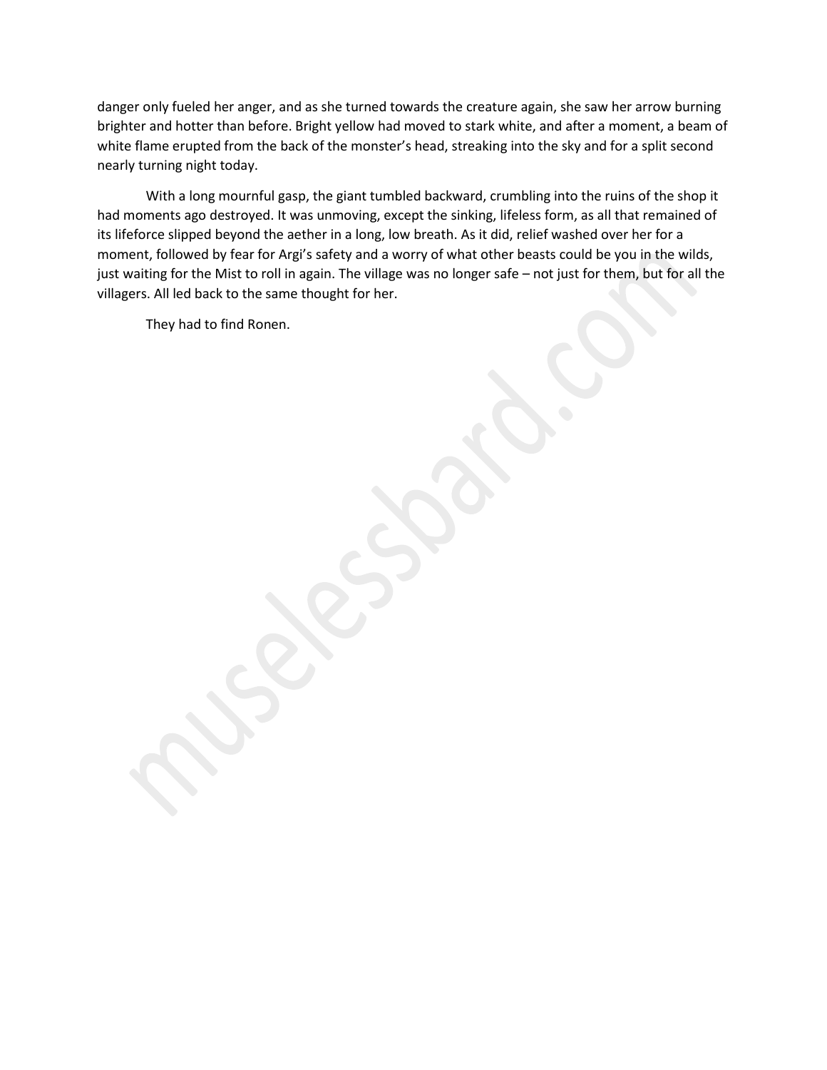danger only fueled her anger, and as she turned towards the creature again, she saw her arrow burning brighter and hotter than before. Bright yellow had moved to stark white, and after a moment, a beam of white flame erupted from the back of the monster's head, streaking into the sky and for a split second nearly turning night today.

With a long mournful gasp, the giant tumbled backward, crumbling into the ruins of the shop it had moments ago destroyed. It was unmoving, except the sinking, lifeless form, as all that remained of its lifeforce slipped beyond the aether in a long, low breath. As it did, relief washed over her for a moment, followed by fear for Argi's safety and a worry of what other beasts could be you in the wilds, just waiting for the Mist to roll in again. The village was no longer safe – not just for them, but for all the villagers. All led back to the same thought for her.

They had to find Ronen.